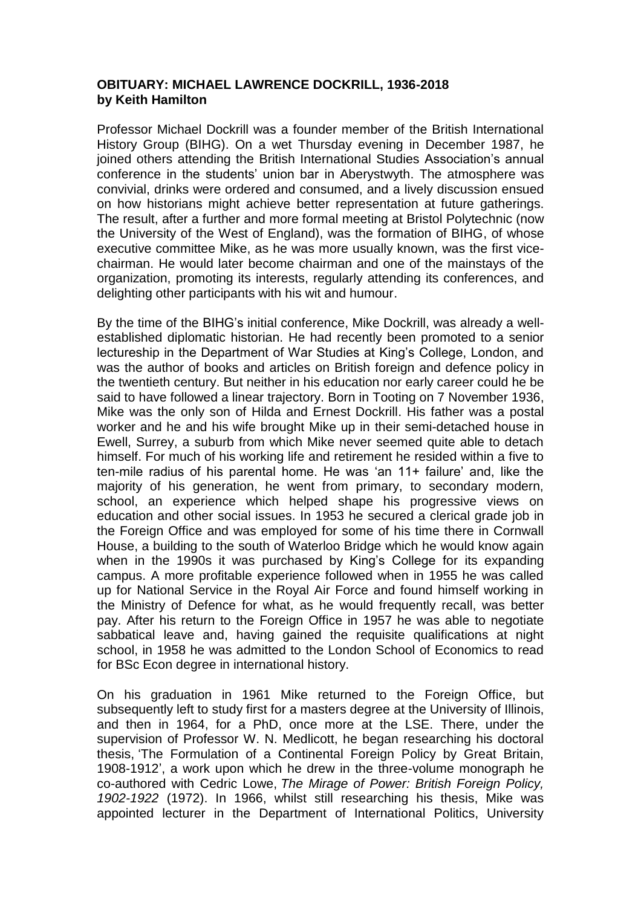**OBITUARY: MICHAEL LAWRENCE DOCKRILL, 1936-2018**
**by Keith Hamilton**

Professor Michael Dockrill was a founder member of the British International History Group (BIHG). On a wet Thursday evening in December 1987, he joined others attending the British International Studies Association's annual conference in the students' union bar in Aberystwyth. The atmosphere was convivial, drinks were ordered and consumed, and a lively discussion ensued on how historians might achieve better representation at future gatherings. The result, after a further and more formal meeting at Bristol Polytechnic (now the University of the West of England), was the formation of BIHG, of whose executive committee Mike, as he was more usually known, was the first vice-chairman. He would later become chairman and one of the mainstays of the organization, promoting its interests, regularly attending its conferences, and delighting other participants with his wit and humour.

By the time of the BIHG's initial conference, Mike Dockrill, was already a well-established diplomatic historian. He had recently been promoted to a senior lectureship in the Department of War Studies at King's College, London, and was the author of books and articles on British foreign and defence policy in the twentieth century. But neither in his education nor early career could he be said to have followed a linear trajectory. Born in Tooting on 7 November 1936, Mike was the only son of Hilda and Ernest Dockrill. His father was a postal worker and he and his wife brought Mike up in their semi-detached house in Ewell, Surrey, a suburb from which Mike never seemed quite able to detach himself. For much of his working life and retirement he resided within a five to ten-mile radius of his parental home. He was 'an 11+ failure' and, like the majority of his generation, he went from primary, to secondary modern, school, an experience which helped shape his progressive views on education and other social issues. In 1953 he secured a clerical grade job in the Foreign Office and was employed for some of his time there in Cornwall House, a building to the south of Waterloo Bridge which he would know again when in the 1990s it was purchased by King's College for its expanding campus. A more profitable experience followed when in 1955 he was called up for National Service in the Royal Air Force and found himself working in the Ministry of Defence for what, as he would frequently recall, was better pay. After his return to the Foreign Office in 1957 he was able to negotiate sabbatical leave and, having gained the requisite qualifications at night school, in 1958 he was admitted to the London School of Economics to read for BSc Econ degree in international history.

On his graduation in 1961 Mike returned to the Foreign Office, but subsequently left to study first for a masters degree at the University of Illinois, and then in 1964, for a PhD, once more at the LSE. There, under the supervision of Professor W. N. Medlicott, he began researching his doctoral thesis, 'The Formulation of a Continental Foreign Policy by Great Britain, 1908-1912', a work upon which he drew in the three-volume monograph he co-authored with Cedric Lowe, *The Mirage of Power: British Foreign Policy, 1902-1922* (1972). In 1966, whilst still researching his thesis, Mike was appointed lecturer in the Department of International Politics, University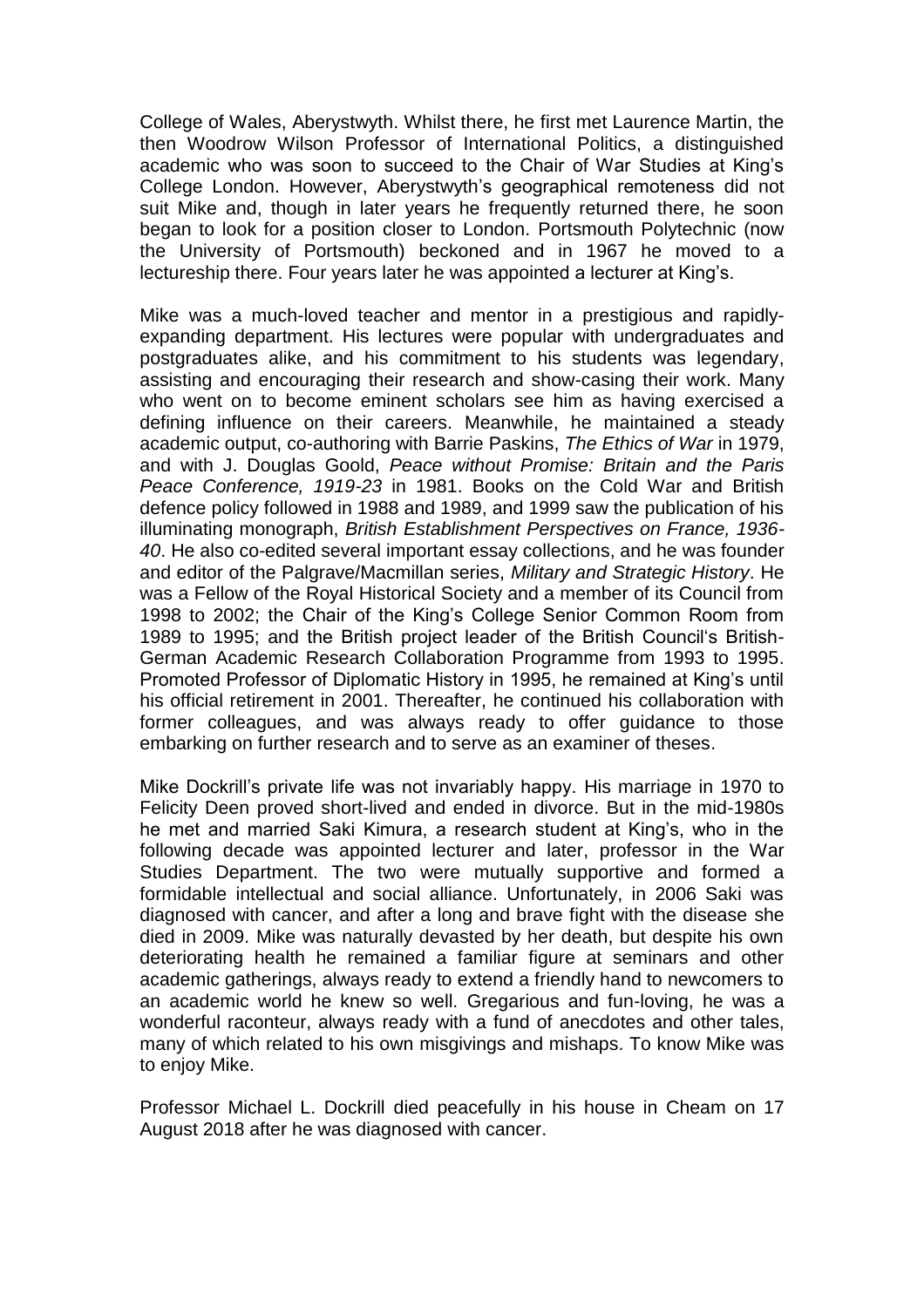College of Wales, Aberystwyth. Whilst there, he first met Laurence Martin, the then Woodrow Wilson Professor of International Politics, a distinguished academic who was soon to succeed to the Chair of War Studies at King's College London. However, Aberystwyth's geographical remoteness did not suit Mike and, though in later years he frequently returned there, he soon began to look for a position closer to London. Portsmouth Polytechnic (now the University of Portsmouth) beckoned and in 1967 he moved to a lectureship there. Four years later he was appointed a lecturer at King's.

Mike was a much-loved teacher and mentor in a prestigious and rapidly-expanding department. His lectures were popular with undergraduates and postgraduates alike, and his commitment to his students was legendary, assisting and encouraging their research and show-casing their work. Many who went on to become eminent scholars see him as having exercised a defining influence on their careers. Meanwhile, he maintained a steady academic output, co-authoring with Barrie Paskins, *The Ethics of War* in 1979, and with J. Douglas Goold, *Peace without Promise: Britain and the Paris Peace Conference, 1919-23* in 1981. Books on the Cold War and British defence policy followed in 1988 and 1989, and 1999 saw the publication of his illuminating monograph, *British Establishment Perspectives on France, 1936-40*. He also co-edited several important essay collections, and he was founder and editor of the Palgrave/Macmillan series, *Military and Strategic History*. He was a Fellow of the Royal Historical Society and a member of its Council from 1998 to 2002; the Chair of the King's College Senior Common Room from 1989 to 1995; and the British project leader of the British Council's British-German Academic Research Collaboration Programme from 1993 to 1995. Promoted Professor of Diplomatic History in 1995, he remained at King's until his official retirement in 2001. Thereafter, he continued his collaboration with former colleagues, and was always ready to offer guidance to those embarking on further research and to serve as an examiner of theses.

Mike Dockrill's private life was not invariably happy. His marriage in 1970 to Felicity Deen proved short-lived and ended in divorce. But in the mid-1980s he met and married Saki Kimura, a research student at King's, who in the following decade was appointed lecturer and later, professor in the War Studies Department. The two were mutually supportive and formed a formidable intellectual and social alliance. Unfortunately, in 2006 Saki was diagnosed with cancer, and after a long and brave fight with the disease she died in 2009. Mike was naturally devastated by her death, but despite his own deteriorating health he remained a familiar figure at seminars and other academic gatherings, always ready to extend a friendly hand to newcomers to an academic world he knew so well. Gregarious and fun-loving, he was a wonderful raconteur, always ready with a fund of anecdotes and other tales, many of which related to his own misgivings and mishaps. To know Mike was to enjoy Mike.

Professor Michael L. Dockrill died peacefully in his house in Cheam on 17 August 2018 after he was diagnosed with cancer.